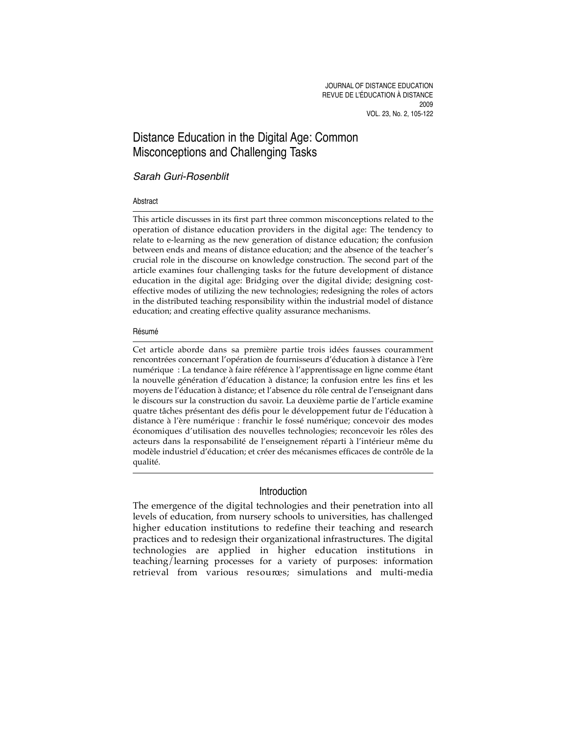# Distance Education in the Digital Age: Common Misconceptions and Challenging Tasks

*Sarah Guri-Rosenblit*

## Abstract

This article discusses in its first part three common misconceptions related to the operation of distance education providers in the digital age: The tendency to relate to e-learning as the new generation of distance education; the confusion between ends and means of distance education; and the absence of the teacher's crucial role in the discourse on knowledge construction. The second part of the article examines four challenging tasks for the future development of distance education in the digital age: Bridging over the digital divide; designing cost-effective modes of utilizing the new technologies; redesigning the roles of actors in the distributed teaching responsibility within the industrial model of distance education; and creating effective quality assurance mechanisms.

## Résumé

Cet article aborde dans sa première partie trois idées fausses couramment rencontrées concernant l'opération de fournisseurs d'éducation à distance à l'ère numérique : La tendance à faire référence à l'apprentissage en ligne comme étant la nouvelle génération d'éducation à distance; la confusion entre les fins et les moyens de l'éducation à distance; et l'absence du rôle central de l'enseignant dans le discours sur la construction du savoir. La deuxième partie de l'article examine quatre tâches présentant des défis pour le développement futur de l'éducation à distance à l'ère numérique : franchir le fossé numérique; concevoir des modes économiques d'utilisation des nouvelles technologies; reconcevoir les rôles des acteurs dans la responsabilité de l'enseignement réparti à l'intérieur même du modèle industriel d'éducation; et créer des mécanismes efficaces de contrôle de la qualité.

## Introduction

The emergence of the digital technologies and their penetration into all levels of education, from nursery schools to universities, has challenged higher education institutions to redefine their teaching and research practices and to redesign their organizational infrastructures. The digital technologies are applied in higher education institutions in teaching/learning processes for a variety of purposes: information retrieval from various resources; simulations and multi-media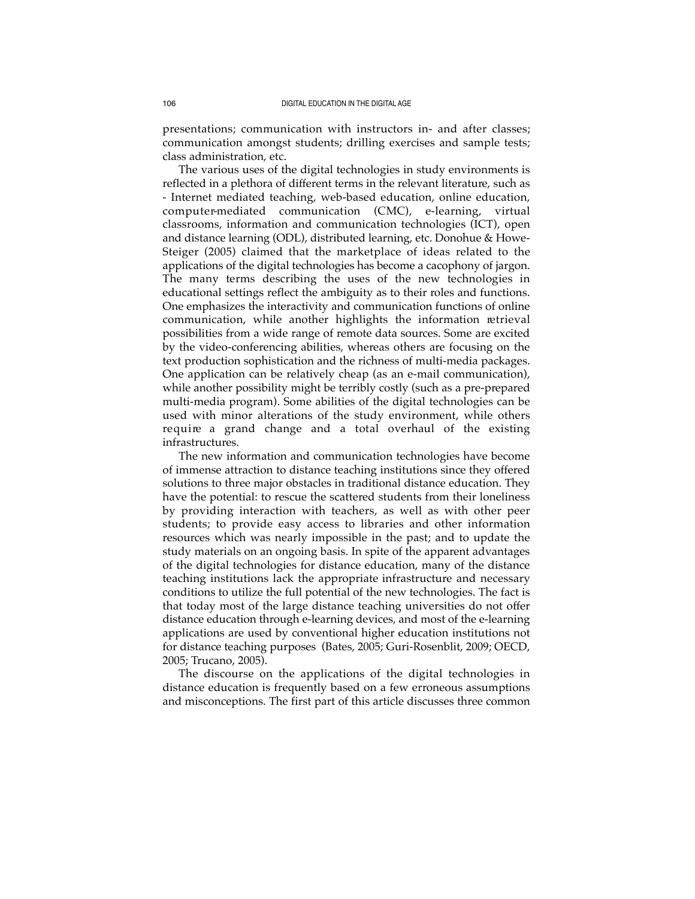presentations; communication with instructors in- and after classes; communication amongst students; drilling exercises and sample tests; class administration, etc.

The various uses of the digital technologies in study environments is reflected in a plethora of different terms in the relevant literature, such as - Internet mediated teaching, web-based education, online education, computer-mediated communication (CMC), e-learning, virtual classrooms, information and communication technologies (ICT), open and distance learning (ODL), distributed learning, etc. Donohue & Howe-Steiger (2005) claimed that the marketplace of ideas related to the applications of the digital technologies has become a cacophony of jargon. The many terms describing the uses of the new technologies in educational settings reflect the ambiguity as to their roles and functions. One emphasizes the interactivity and communication functions of online communication, while another highlights the information retrieval possibilities from a wide range of remote data sources. Some are excited by the video-conferencing abilities, whereas others are focusing on the text production sophistication and the richness of multi-media packages. One application can be relatively cheap (as an e-mail communication), while another possibility might be terribly costly (such as a pre-prepared multi-media program). Some abilities of the digital technologies can be used with minor alterations of the study environment, while others require a grand change and a total overhaul of the existing infrastructures.

The new information and communication technologies have become of immense attraction to distance teaching institutions since they offered solutions to three major obstacles in traditional distance education. They have the potential: to rescue the scattered students from their loneliness by providing interaction with teachers, as well as with other peer students; to provide easy access to libraries and other information resources which was nearly impossible in the past; and to update the study materials on an ongoing basis. In spite of the apparent advantages of the digital technologies for distance education, many of the distance teaching institutions lack the appropriate infrastructure and necessary conditions to utilize the full potential of the new technologies. The fact is that today most of the large distance teaching universities do not offer distance education through e-learning devices, and most of the e-learning applications are used by conventional higher education institutions not for distance teaching purposes (Bates, 2005; Guri-Rosenblit, 2009; OECD, 2005; Trucano, 2005).

The discourse on the applications of the digital technologies in distance education is frequently based on a few erroneous assumptions and misconceptions. The first part of this article discusses three common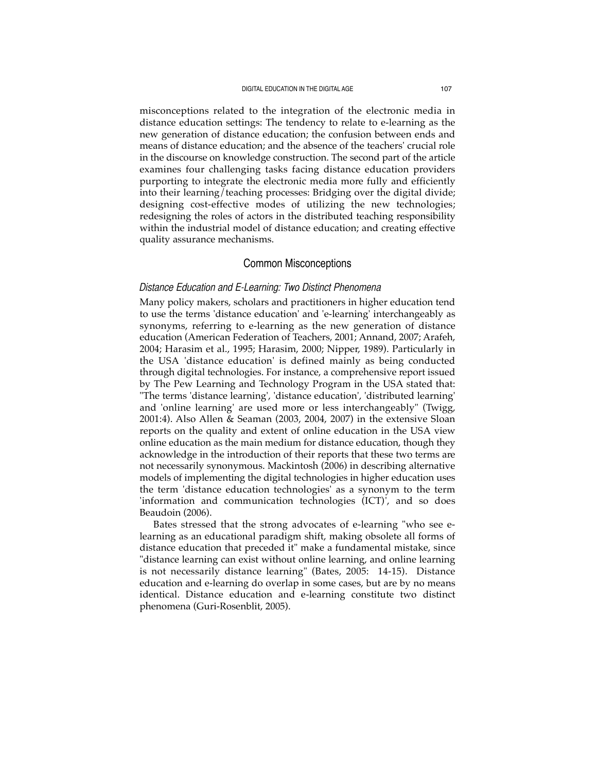misconceptions related to the integration of the electronic media in distance education settings: The tendency to relate to e-learning as the new generation of distance education; the confusion between ends and means of distance education; and the absence of the teachers' crucial role in the discourse on knowledge construction. The second part of the article examines four challenging tasks facing distance education providers purporting to integrate the electronic media more fully and efficiently into their learning/teaching processes: Bridging over the digital divide; designing cost-effective modes of utilizing the new technologies; redesigning the roles of actors in the distributed teaching responsibility within the industrial model of distance education; and creating effective quality assurance mechanisms.

## Common Misconceptions

### *Distance Education and E-Learning: Two Distinct Phenomena*

Many policy makers, scholars and practitioners in higher education tend to use the terms 'distance education' and 'e-learning' interchangeably as synonyms, referring to e-learning as the new generation of distance education (American Federation of Teachers, 2001; Annand, 2007; Arafeh, 2004; Harasim et al., 1995; Harasim, 2000; Nipper, 1989). Particularly in the USA 'distance education' is defined mainly as being conducted through digital technologies. For instance, a comprehensive report issued by The Pew Learning and Technology Program in the USA stated that: "The terms 'distance learning', 'distance education', 'distributed learning' and 'online learning' are used more or less interchangeably" (Twigg, 2001:4). Also Allen & Seaman (2003, 2004, 2007) in the extensive Sloan reports on the quality and extent of online education in the USA view online education as the main medium for distance education, though they acknowledge in the introduction of their reports that these two terms are not necessarily synonymous. Mackintosh (2006) in describing alternative models of implementing the digital technologies in higher education uses the term 'distance education technologies' as a synonym to the term 'information and communication technologies (ICT)', and so does Beaudoin (2006).

Bates stressed that the strong advocates of e-learning "who see e-learning as an educational paradigm shift, making obsolete all forms of distance education that preceded it" make a fundamental mistake, since "distance learning can exist without online learning, and online learning is not necessarily distance learning" (Bates, 2005: 14-15). Distance education and e-learning do overlap in some cases, but are by no means identical. Distance education and e-learning constitute two distinct phenomena (Guri-Rosenblit, 2005).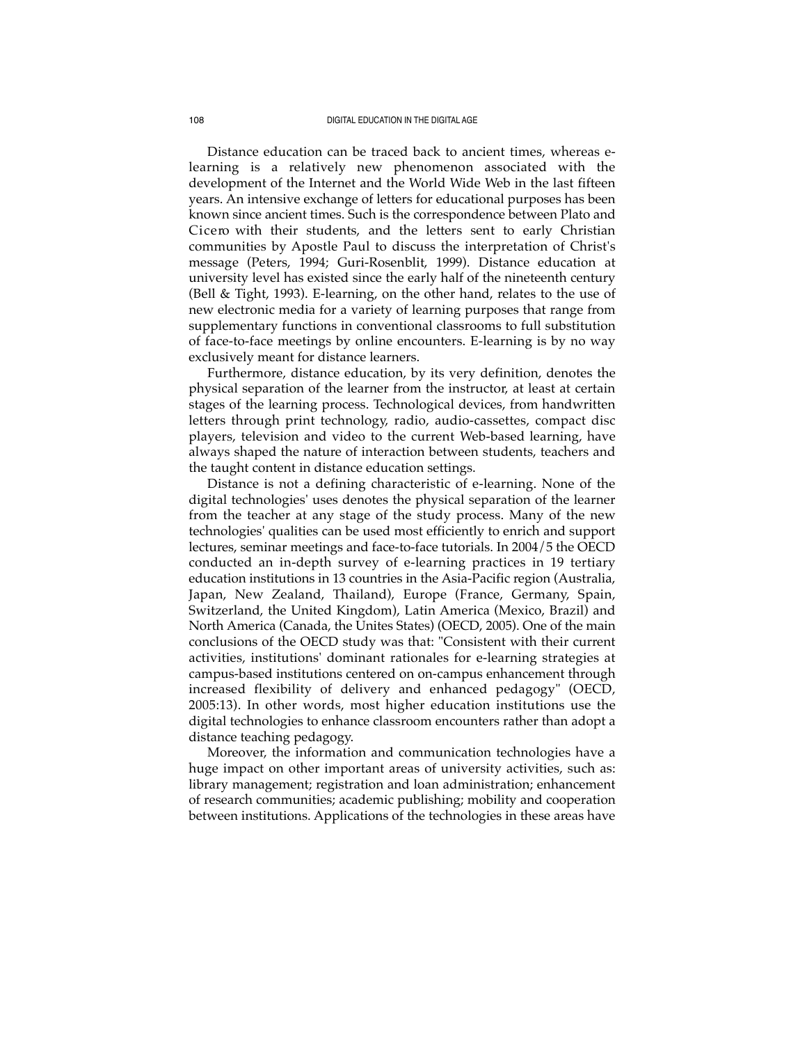Distance education can be traced back to ancient times, whereas e-learning is a relatively new phenomenon associated with the development of the Internet and the World Wide Web in the last fifteen years. An intensive exchange of letters for educational purposes has been known since ancient times. Such is the correspondence between Plato and Cicero with their students, and the letters sent to early Christian communities by Apostle Paul to discuss the interpretation of Christ's message (Peters, 1994; Guri-Rosenblit, 1999). Distance education at university level has existed since the early half of the nineteenth century (Bell & Tight, 1993). E-learning, on the other hand, relates to the use of new electronic media for a variety of learning purposes that range from supplementary functions in conventional classrooms to full substitution of face-to-face meetings by online encounters. E-learning is by no way exclusively meant for distance learners.

Furthermore, distance education, by its very definition, denotes the physical separation of the learner from the instructor, at least at certain stages of the learning process. Technological devices, from handwritten letters through print technology, radio, audio-cassettes, compact disc players, television and video to the current Web-based learning, have always shaped the nature of interaction between students, teachers and the taught content in distance education settings.

Distance is not a defining characteristic of e-learning. None of the digital technologies' uses denotes the physical separation of the learner from the teacher at any stage of the study process. Many of the new technologies' qualities can be used most efficiently to enrich and support lectures, seminar meetings and face-to-face tutorials. In 2004/5 the OECD conducted an in-depth survey of e-learning practices in 19 tertiary education institutions in 13 countries in the Asia-Pacific region (Australia, Japan, New Zealand, Thailand), Europe (France, Germany, Spain, Switzerland, the United Kingdom), Latin America (Mexico, Brazil) and North America (Canada, the Unites States) (OECD, 2005). One of the main conclusions of the OECD study was that: "Consistent with their current activities, institutions' dominant rationales for e-learning strategies at campus-based institutions centered on on-campus enhancement through increased flexibility of delivery and enhanced pedagogy" (OECD, 2005:13). In other words, most higher education institutions use the digital technologies to enhance classroom encounters rather than adopt a distance teaching pedagogy.

Moreover, the information and communication technologies have a huge impact on other important areas of university activities, such as: library management; registration and loan administration; enhancement of research communities; academic publishing; mobility and cooperation between institutions. Applications of the technologies in these areas have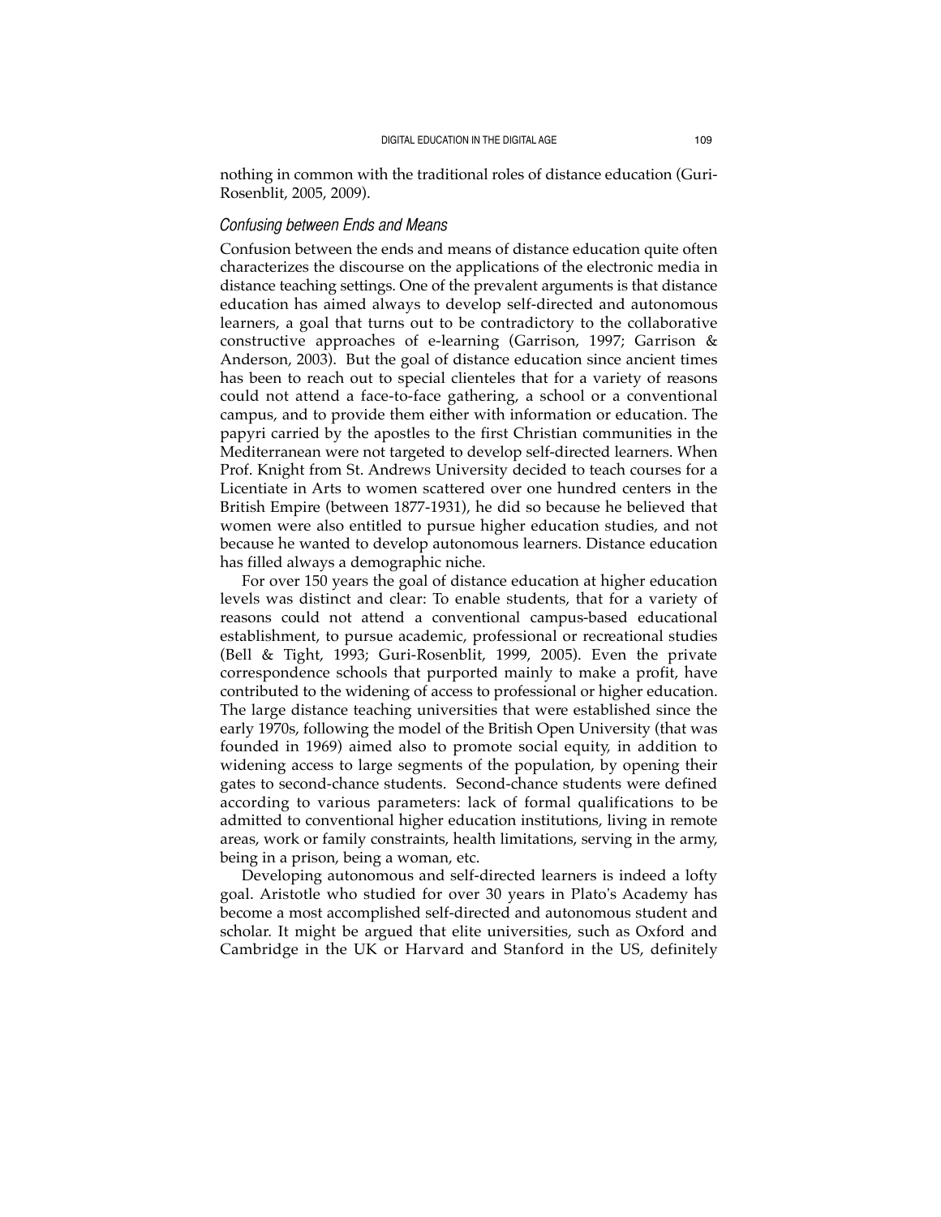nothing in common with the traditional roles of distance education (Guri-Rosenblit, 2005, 2009).

### *Confusing between Ends and Means*

Confusion between the ends and means of distance education quite often characterizes the discourse on the applications of the electronic media in distance teaching settings. One of the prevalent arguments is that distance education has aimed always to develop self-directed and autonomous learners, a goal that turns out to be contradictory to the collaborative constructive approaches of e-learning (Garrison, 1997; Garrison & Anderson, 2003). But the goal of distance education since ancient times has been to reach out to special clienteles that for a variety of reasons could not attend a face-to-face gathering, a school or a conventional campus, and to provide them either with information or education. The papyri carried by the apostles to the first Christian communities in the Mediterranean were not targeted to develop self-directed learners. When Prof. Knight from St. Andrews University decided to teach courses for a Licentiate in Arts to women scattered over one hundred centers in the British Empire (between 1877-1931), he did so because he believed that women were also entitled to pursue higher education studies, and not because he wanted to develop autonomous learners. Distance education has filled always a demographic niche.

For over 150 years the goal of distance education at higher education levels was distinct and clear: To enable students, that for a variety of reasons could not attend a conventional campus-based educational establishment, to pursue academic, professional or recreational studies (Bell & Tight, 1993; Guri-Rosenblit, 1999, 2005). Even the private correspondence schools that purported mainly to make a profit, have contributed to the widening of access to professional or higher education. The large distance teaching universities that were established since the early 1970s, following the model of the British Open University (that was founded in 1969) aimed also to promote social equity, in addition to widening access to large segments of the population, by opening their gates to second-chance students. Second-chance students were defined according to various parameters: lack of formal qualifications to be admitted to conventional higher education institutions, living in remote areas, work or family constraints, health limitations, serving in the army, being in a prison, being a woman, etc.

Developing autonomous and self-directed learners is indeed a lofty goal. Aristotle who studied for over 30 years in Plato's Academy has become a most accomplished self-directed and autonomous student and scholar. It might be argued that elite universities, such as Oxford and Cambridge in the UK or Harvard and Stanford in the US, definitely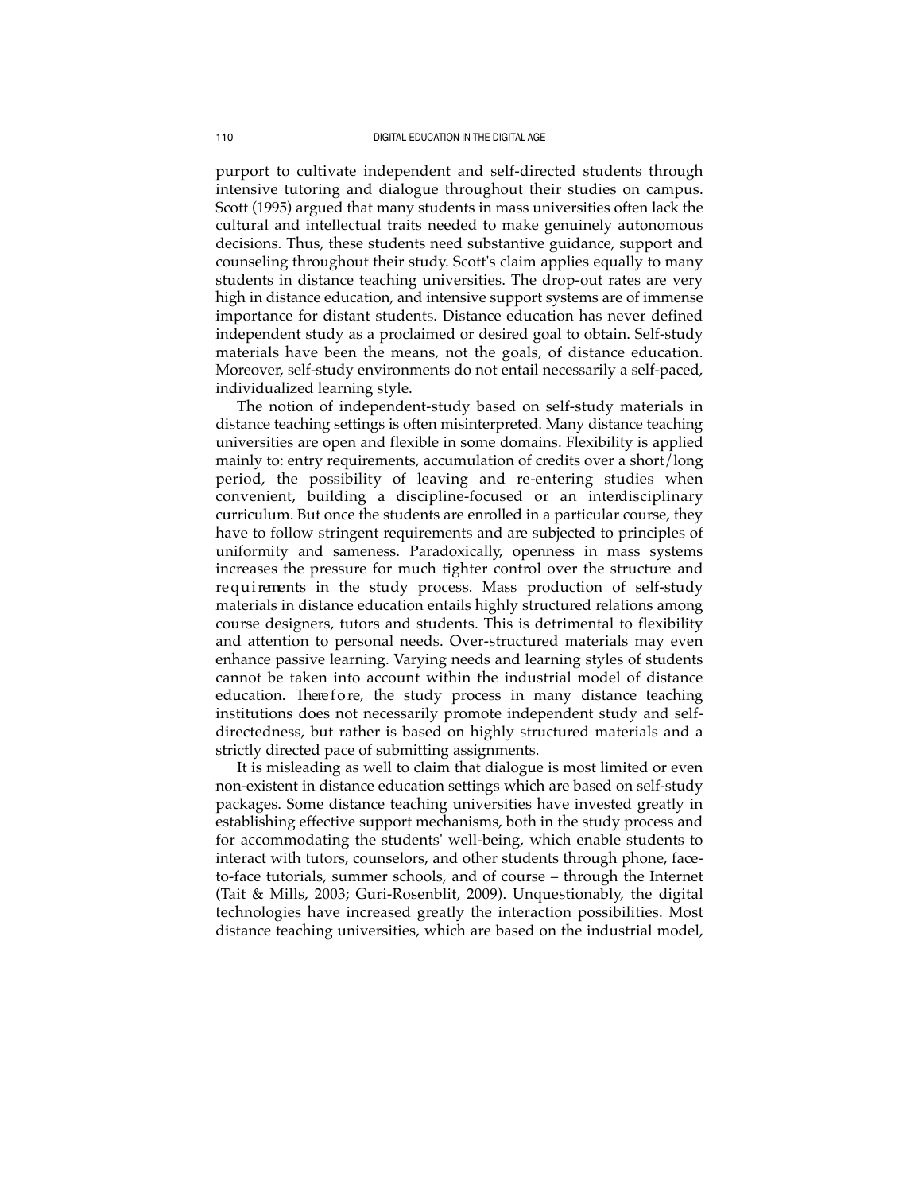purport to cultivate independent and self-directed students through intensive tutoring and dialogue throughout their studies on campus. Scott (1995) argued that many students in mass universities often lack the cultural and intellectual traits needed to make genuinely autonomous decisions. Thus, these students need substantive guidance, support and counseling throughout their study. Scott's claim applies equally to many students in distance teaching universities. The drop-out rates are very high in distance education, and intensive support systems are of immense importance for distant students. Distance education has never defined independent study as a proclaimed or desired goal to obtain. Self-study materials have been the means, not the goals, of distance education. Moreover, self-study environments do not entail necessarily a self-paced, individualized learning style.

The notion of independent-study based on self-study materials in distance teaching settings is often misinterpreted. Many distance teaching universities are open and flexible in some domains. Flexibility is applied mainly to: entry requirements, accumulation of credits over a short/long period, the possibility of leaving and re-entering studies when convenient, building a discipline-focused or an interdisciplinary curriculum. But once the students are enrolled in a particular course, they have to follow stringent requirements and are subjected to principles of uniformity and sameness. Paradoxically, openness in mass systems increases the pressure for much tighter control over the structure and requirements in the study process. Mass production of self-study materials in distance education entails highly structured relations among course designers, tutors and students. This is detrimental to flexibility and attention to personal needs. Over-structured materials may even enhance passive learning. Varying needs and learning styles of students cannot be taken into account within the industrial model of distance education. Therefore, the study process in many distance teaching institutions does not necessarily promote independent study and self-directedness, but rather is based on highly structured materials and a strictly directed pace of submitting assignments.

It is misleading as well to claim that dialogue is most limited or even non-existent in distance education settings which are based on self-study packages. Some distance teaching universities have invested greatly in establishing effective support mechanisms, both in the study process and for accommodating the students' well-being, which enable students to interact with tutors, counselors, and other students through phone, face-to-face tutorials, summer schools, and of course – through the Internet (Tait & Mills, 2003; Guri-Rosenblit, 2009). Unquestionably, the digital technologies have increased greatly the interaction possibilities. Most distance teaching universities, which are based on the industrial model,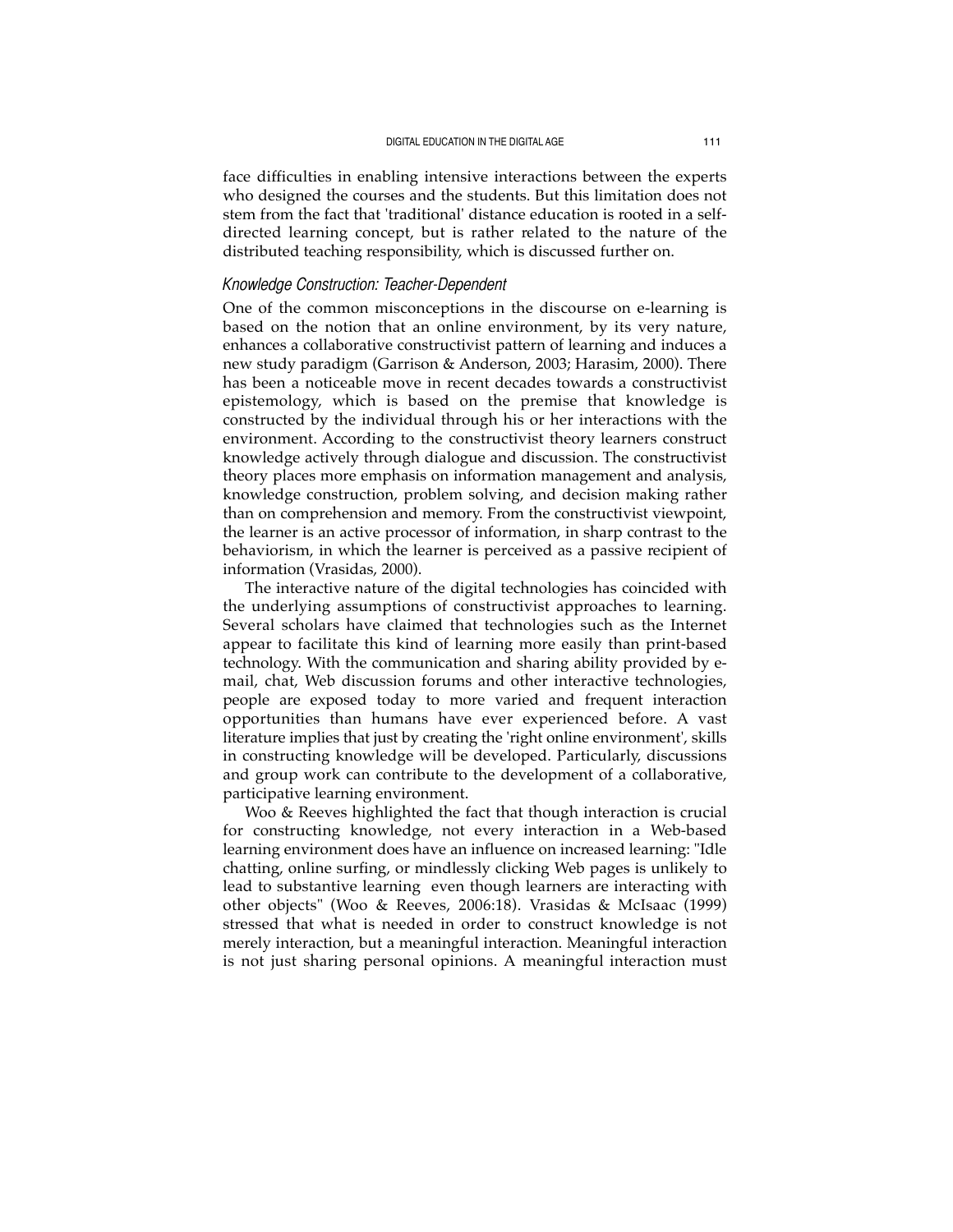face difficulties in enabling intensive interactions between the experts who designed the courses and the students. But this limitation does not stem from the fact that 'traditional' distance education is rooted in a self-directed learning concept, but is rather related to the nature of the distributed teaching responsibility, which is discussed further on.

### *Knowledge Construction: Teacher-Dependent*

One of the common misconceptions in the discourse on e-learning is based on the notion that an online environment, by its very nature, enhances a collaborative constructivist pattern of learning and induces a new study paradigm (Garrison & Anderson, 2003; Harasim, 2000). There has been a noticeable move in recent decades towards a constructivist epistemology, which is based on the premise that knowledge is constructed by the individual through his or her interactions with the environment. According to the constructivist theory learners construct knowledge actively through dialogue and discussion. The constructivist theory places more emphasis on information management and analysis, knowledge construction, problem solving, and decision making rather than on comprehension and memory. From the constructivist viewpoint, the learner is an active processor of information, in sharp contrast to the behaviorism, in which the learner is perceived as a passive recipient of information (Vrasidas, 2000).

The interactive nature of the digital technologies has coincided with the underlying assumptions of constructivist approaches to learning. Several scholars have claimed that technologies such as the Internet appear to facilitate this kind of learning more easily than print-based technology. With the communication and sharing ability provided by e-mail, chat, Web discussion forums and other interactive technologies, people are exposed today to more varied and frequent interaction opportunities than humans have ever experienced before. A vast literature implies that just by creating the 'right online environment', skills in constructing knowledge will be developed. Particularly, discussions and group work can contribute to the development of a collaborative, participative learning environment.

Woo & Reeves highlighted the fact that though interaction is crucial for constructing knowledge, not every interaction in a Web-based learning environment does have an influence on increased learning: "Idle chatting, online surfing, or mindlessly clicking Web pages is unlikely to lead to substantive learning even though learners are interacting with other objects" (Woo & Reeves, 2006:18). Vrasidas & McIsaac (1999) stressed that what is needed in order to construct knowledge is not merely interaction, but a meaningful interaction. Meaningful interaction is not just sharing personal opinions. A meaningful interaction must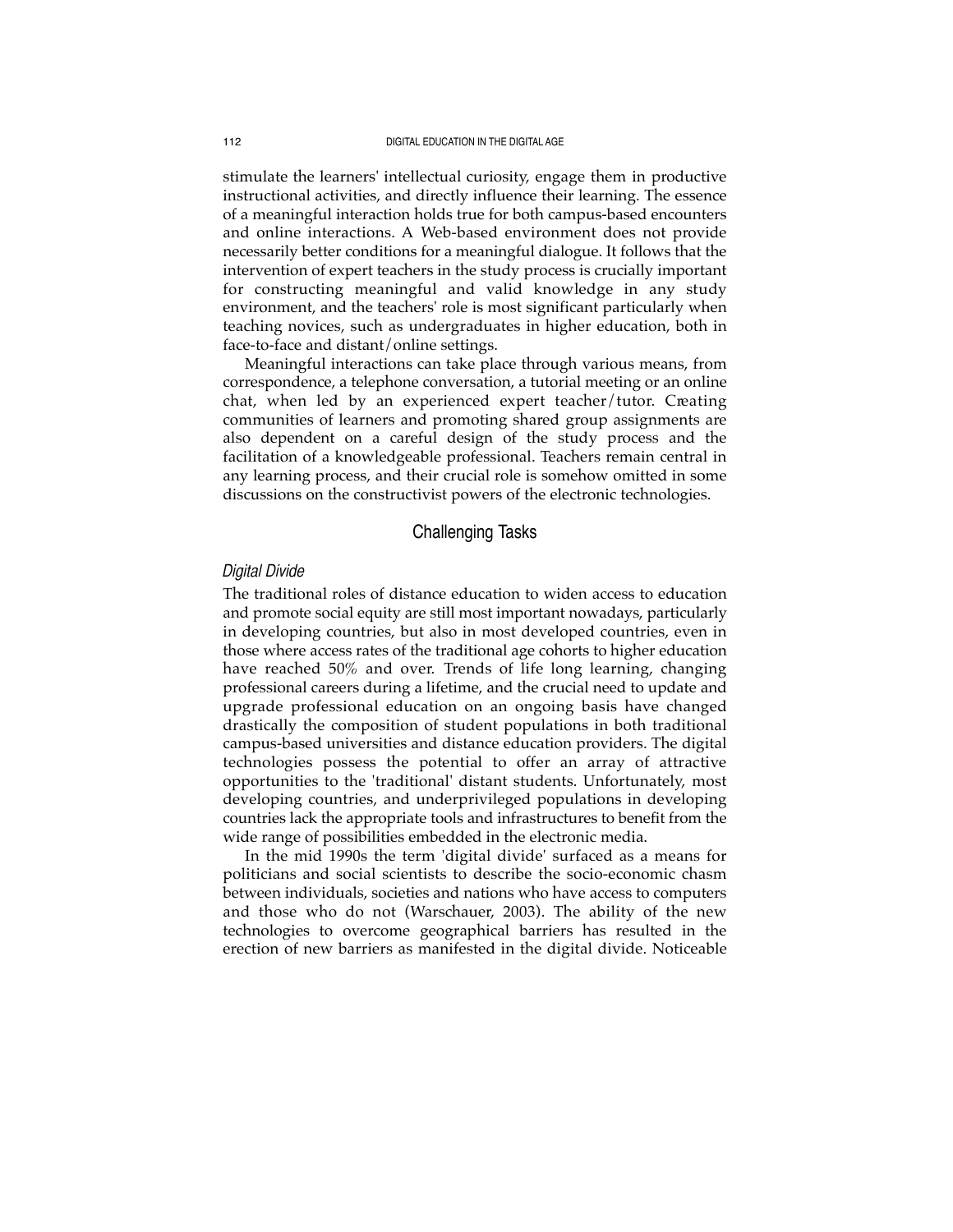stimulate the learners' intellectual curiosity, engage them in productive instructional activities, and directly influence their learning. The essence of a meaningful interaction holds true for both campus-based encounters and online interactions. A Web-based environment does not provide necessarily better conditions for a meaningful dialogue. It follows that the intervention of expert teachers in the study process is crucially important for constructing meaningful and valid knowledge in any study environment, and the teachers' role is most significant particularly when teaching novices, such as undergraduates in higher education, both in face-to-face and distant/online settings.

Meaningful interactions can take place through various means, from correspondence, a telephone conversation, a tutorial meeting or an online chat, when led by an experienced expert teacher/tutor. Creating communities of learners and promoting shared group assignments are also dependent on a careful design of the study process and the facilitation of a knowledgeable professional. Teachers remain central in any learning process, and their crucial role is somehow omitted in some discussions on the constructivist powers of the electronic technologies.

## Challenging Tasks

### *Digital Divide*

The traditional roles of distance education to widen access to education and promote social equity are still most important nowadays, particularly in developing countries, but also in most developed countries, even in those where access rates of the traditional age cohorts to higher education have reached 50% and over. Trends of life long learning, changing professional careers during a lifetime, and the crucial need to update and upgrade professional education on an ongoing basis have changed drastically the composition of student populations in both traditional campus-based universities and distance education providers. The digital technologies possess the potential to offer an array of attractive opportunities to the 'traditional' distant students. Unfortunately, most developing countries, and underprivileged populations in developing countries lack the appropriate tools and infrastructures to benefit from the wide range of possibilities embedded in the electronic media.

In the mid 1990s the term 'digital divide' surfaced as a means for politicians and social scientists to describe the socio-economic chasm between individuals, societies and nations who have access to computers and those who do not (Warschauer, 2003). The ability of the new technologies to overcome geographical barriers has resulted in the erection of new barriers as manifested in the digital divide. Noticeable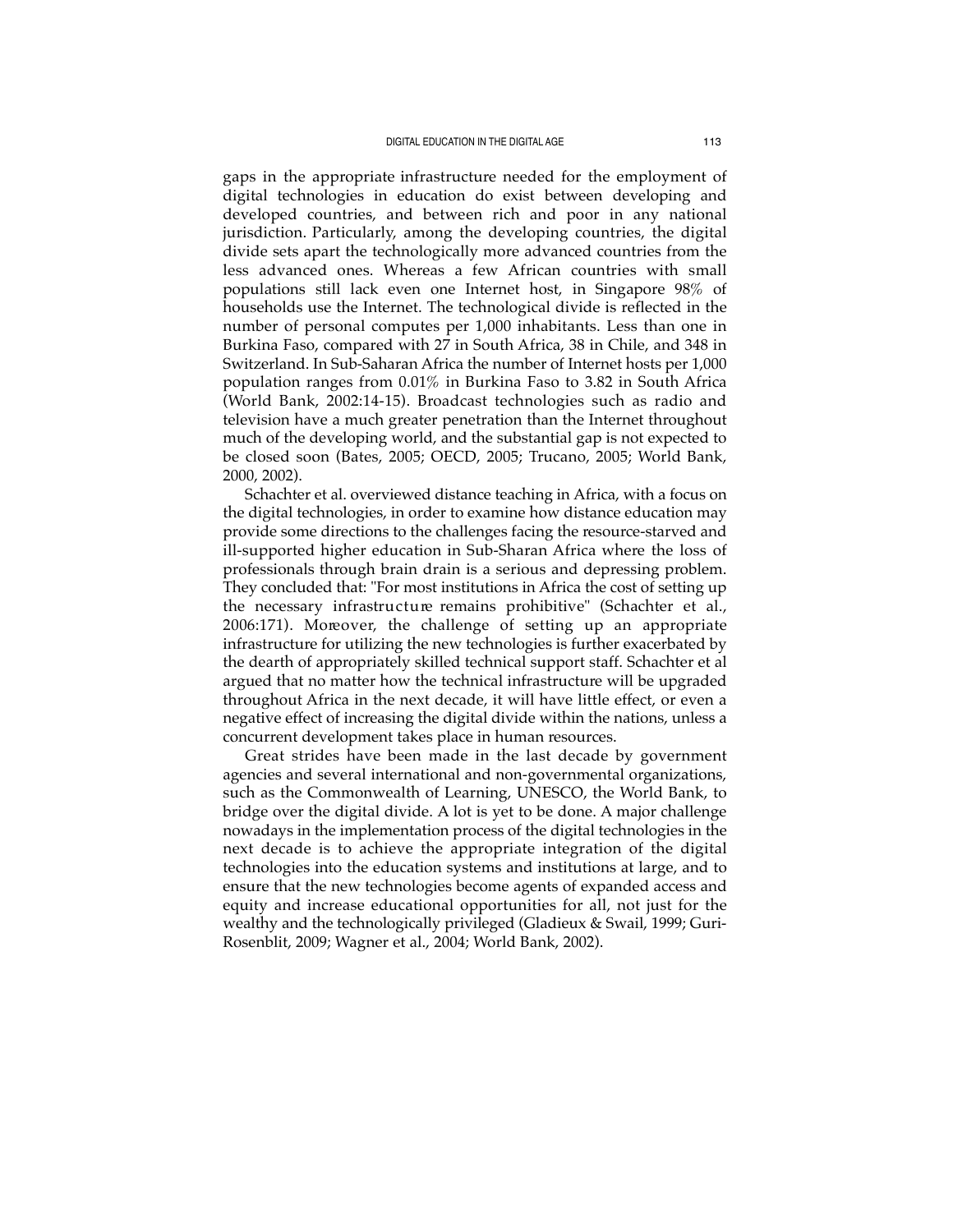gaps in the appropriate infrastructure needed for the employment of digital technologies in education do exist between developing and developed countries, and between rich and poor in any national jurisdiction. Particularly, among the developing countries, the digital divide sets apart the technologically more advanced countries from the less advanced ones. Whereas a few African countries with small populations still lack even one Internet host, in Singapore 98% of households use the Internet. The technological divide is reflected in the number of personal computes per 1,000 inhabitants. Less than one in Burkina Faso, compared with 27 in South Africa, 38 in Chile, and 348 in Switzerland. In Sub-Saharan Africa the number of Internet hosts per 1,000 population ranges from 0.01% in Burkina Faso to 3.82 in South Africa (World Bank, 2002:14-15). Broadcast technologies such as radio and television have a much greater penetration than the Internet throughout much of the developing world, and the substantial gap is not expected to be closed soon (Bates, 2005; OECD, 2005; Trucano, 2005; World Bank, 2000, 2002).

Schachter et al. overviewed distance teaching in Africa, with a focus on the digital technologies, in order to examine how distance education may provide some directions to the challenges facing the resource-starved and ill-supported higher education in Sub-Sharan Africa where the loss of professionals through brain drain is a serious and depressing problem. They concluded that: "For most institutions in Africa the cost of setting up the necessary infrastructure remains prohibitive" (Schachter et al., 2006:171). Moreover, the challenge of setting up an appropriate infrastructure for utilizing the new technologies is further exacerbated by the dearth of appropriately skilled technical support staff. Schachter et al argued that no matter how the technical infrastructure will be upgraded throughout Africa in the next decade, it will have little effect, or even a negative effect of increasing the digital divide within the nations, unless a concurrent development takes place in human resources.

Great strides have been made in the last decade by government agencies and several international and non-governmental organizations, such as the Commonwealth of Learning, UNESCO, the World Bank, to bridge over the digital divide. A lot is yet to be done. A major challenge nowadays in the implementation process of the digital technologies in the next decade is to achieve the appropriate integration of the digital technologies into the education systems and institutions at large, and to ensure that the new technologies become agents of expanded access and equity and increase educational opportunities for all, not just for the wealthy and the technologically privileged (Gladieux & Swail, 1999; Guri-Rosenblit, 2009; Wagner et al., 2004; World Bank, 2002).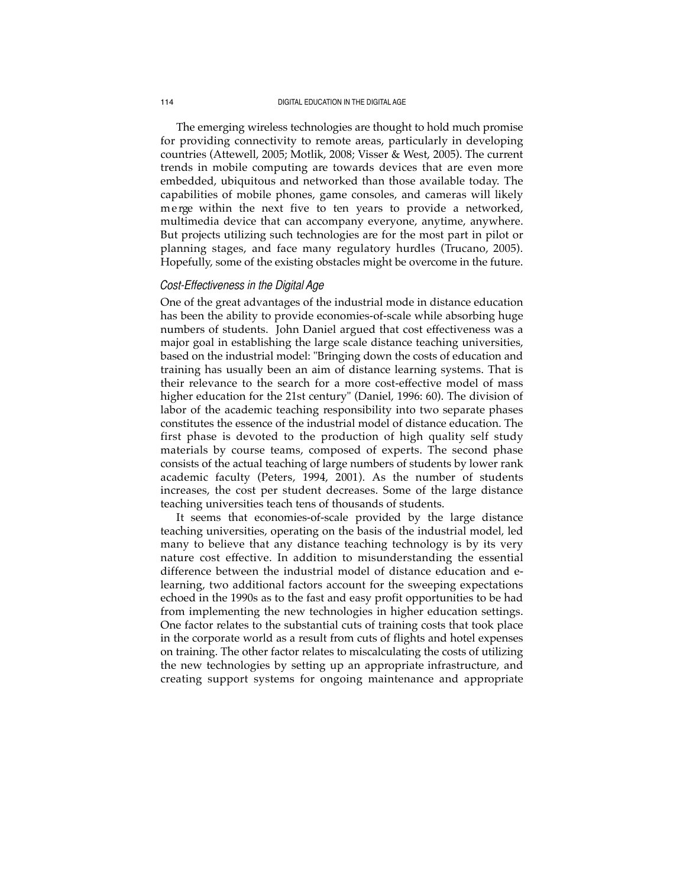The emerging wireless technologies are thought to hold much promise for providing connectivity to remote areas, particularly in developing countries (Attewell, 2005; Motlik, 2008; Visser & West, 2005). The current trends in mobile computing are towards devices that are even more embedded, ubiquitous and networked than those available today. The capabilities of mobile phones, game consoles, and cameras will likely merge within the next five to ten years to provide a networked, multimedia device that can accompany everyone, anytime, anywhere. But projects utilizing such technologies are for the most part in pilot or planning stages, and face many regulatory hurdles (Trucano, 2005). Hopefully, some of the existing obstacles might be overcome in the future.

### *Cost-Effectiveness in the Digital Age*

One of the great advantages of the industrial mode in distance education has been the ability to provide economies-of-scale while absorbing huge numbers of students. John Daniel argued that cost effectiveness was a major goal in establishing the large scale distance teaching universities, based on the industrial model: "Bringing down the costs of education and training has usually been an aim of distance learning systems. That is their relevance to the search for a more cost-effective model of mass higher education for the 21st century" (Daniel, 1996: 60). The division of labor of the academic teaching responsibility into two separate phases constitutes the essence of the industrial model of distance education. The first phase is devoted to the production of high quality self study materials by course teams, composed of experts. The second phase consists of the actual teaching of large numbers of students by lower rank academic faculty (Peters, 1994, 2001). As the number of students increases, the cost per student decreases. Some of the large distance teaching universities teach tens of thousands of students.

It seems that economies-of-scale provided by the large distance teaching universities, operating on the basis of the industrial model, led many to believe that any distance teaching technology is by its very nature cost effective. In addition to misunderstanding the essential difference between the industrial model of distance education and e-learning, two additional factors account for the sweeping expectations echoed in the 1990s as to the fast and easy profit opportunities to be had from implementing the new technologies in higher education settings. One factor relates to the substantial cuts of training costs that took place in the corporate world as a result from cuts of flights and hotel expenses on training. The other factor relates to miscalculating the costs of utilizing the new technologies by setting up an appropriate infrastructure, and creating support systems for ongoing maintenance and appropriate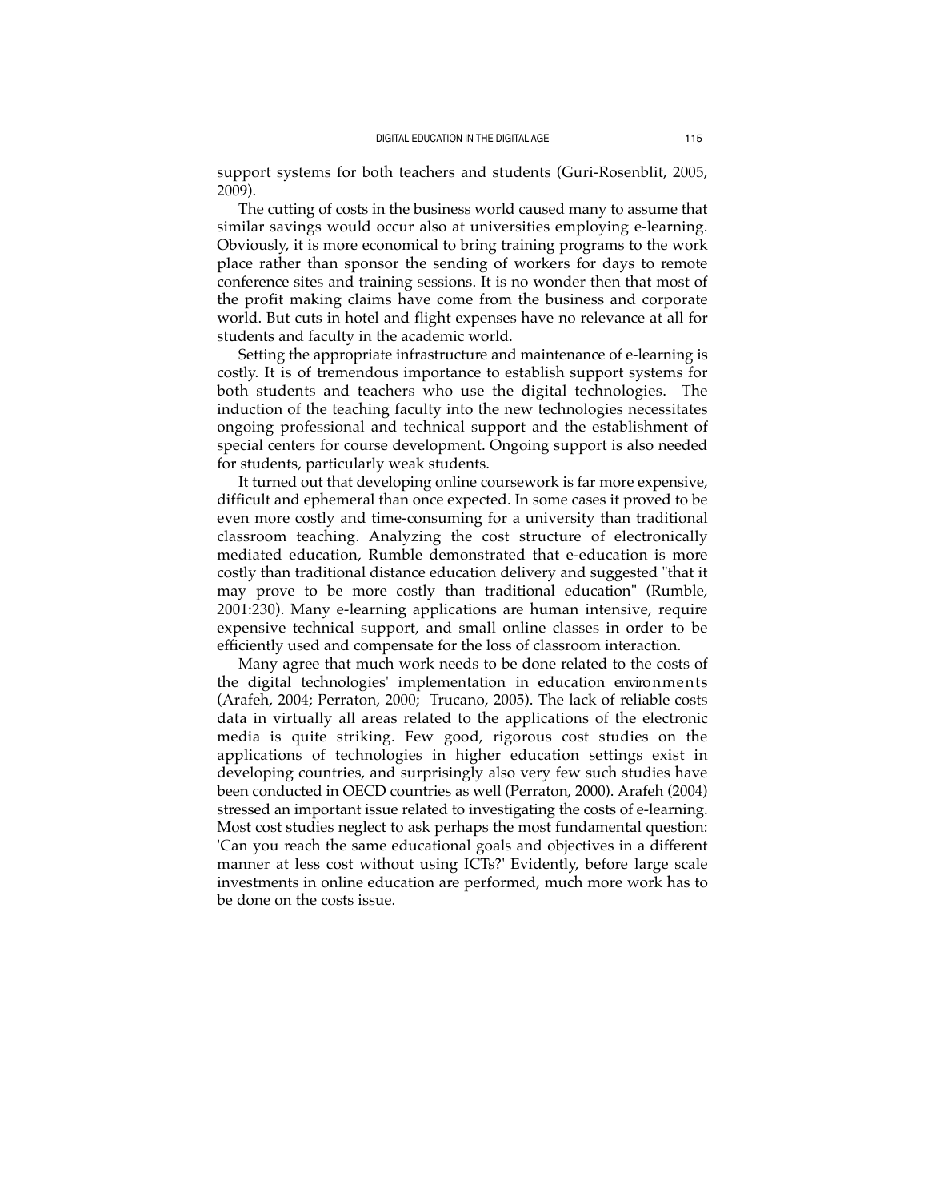support systems for both teachers and students (Guri-Rosenblit, 2005, 2009).

The cutting of costs in the business world caused many to assume that similar savings would occur also at universities employing e-learning. Obviously, it is more economical to bring training programs to the work place rather than sponsor the sending of workers for days to remote conference sites and training sessions. It is no wonder then that most of the profit making claims have come from the business and corporate world. But cuts in hotel and flight expenses have no relevance at all for students and faculty in the academic world.

Setting the appropriate infrastructure and maintenance of e-learning is costly. It is of tremendous importance to establish support systems for both students and teachers who use the digital technologies. The induction of the teaching faculty into the new technologies necessitates ongoing professional and technical support and the establishment of special centers for course development. Ongoing support is also needed for students, particularly weak students.

It turned out that developing online coursework is far more expensive, difficult and ephemeral than once expected. In some cases it proved to be even more costly and time-consuming for a university than traditional classroom teaching. Analyzing the cost structure of electronically mediated education, Rumble demonstrated that e-education is more costly than traditional distance education delivery and suggested "that it may prove to be more costly than traditional education" (Rumble, 2001:230). Many e-learning applications are human intensive, require expensive technical support, and small online classes in order to be efficiently used and compensate for the loss of classroom interaction.

Many agree that much work needs to be done related to the costs of the digital technologies' implementation in education environments (Arafeh, 2004; Perraton, 2000; Trucano, 2005). The lack of reliable costs data in virtually all areas related to the applications of the electronic media is quite striking. Few good, rigorous cost studies on the applications of technologies in higher education settings exist in developing countries, and surprisingly also very few such studies have been conducted in OECD countries as well (Perraton, 2000). Arafeh (2004) stressed an important issue related to investigating the costs of e-learning. Most cost studies neglect to ask perhaps the most fundamental question: 'Can you reach the same educational goals and objectives in a different manner at less cost without using ICTs?' Evidently, before large scale investments in online education are performed, much more work has to be done on the costs issue.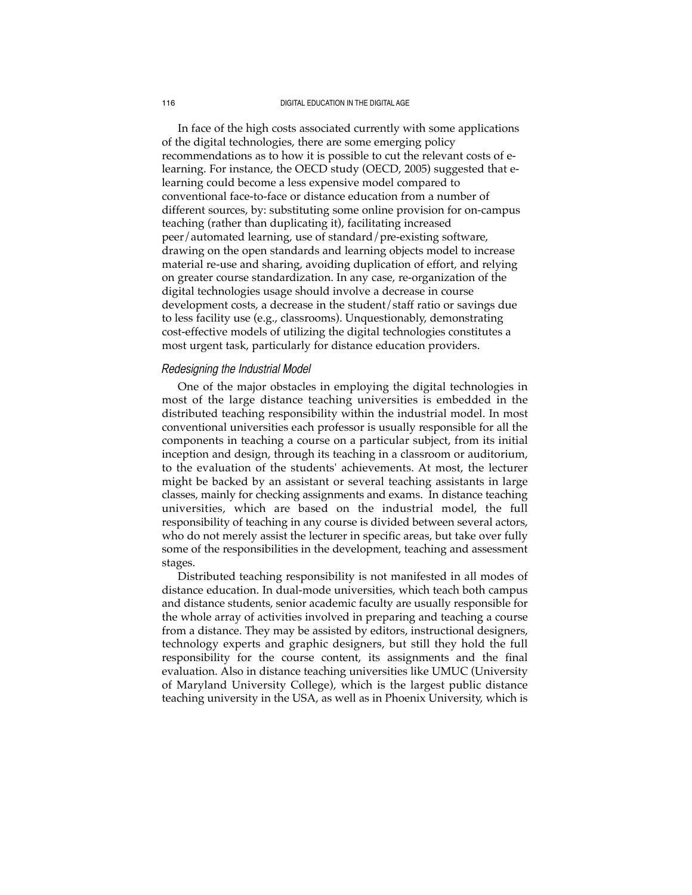In face of the high costs associated currently with some applications of the digital technologies, there are some emerging policy recommendations as to how it is possible to cut the relevant costs of e-learning. For instance, the OECD study (OECD, 2005) suggested that e-learning could become a less expensive model compared to conventional face-to-face or distance education from a number of different sources, by: substituting some online provision for on-campus teaching (rather than duplicating it), facilitating increased peer/automated learning, use of standard/pre-existing software, drawing on the open standards and learning objects model to increase material re-use and sharing, avoiding duplication of effort, and relying on greater course standardization. In any case, re-organization of the digital technologies usage should involve a decrease in course development costs, a decrease in the student/staff ratio or savings due to less facility use (e.g., classrooms). Unquestionably, demonstrating cost-effective models of utilizing the digital technologies constitutes a most urgent task, particularly for distance education providers.

### *Redesigning the Industrial Model*

One of the major obstacles in employing the digital technologies in most of the large distance teaching universities is embedded in the distributed teaching responsibility within the industrial model. In most conventional universities each professor is usually responsible for all the components in teaching a course on a particular subject, from its initial inception and design, through its teaching in a classroom or auditorium, to the evaluation of the students' achievements. At most, the lecturer might be backed by an assistant or several teaching assistants in large classes, mainly for checking assignments and exams. In distance teaching universities, which are based on the industrial model, the full responsibility of teaching in any course is divided between several actors, who do not merely assist the lecturer in specific areas, but take over fully some of the responsibilities in the development, teaching and assessment stages.

Distributed teaching responsibility is not manifested in all modes of distance education. In dual-mode universities, which teach both campus and distance students, senior academic faculty are usually responsible for the whole array of activities involved in preparing and teaching a course from a distance. They may be assisted by editors, instructional designers, technology experts and graphic designers, but still they hold the full responsibility for the course content, its assignments and the final evaluation. Also in distance teaching universities like UMUC (University of Maryland University College), which is the largest public distance teaching university in the USA, as well as in Phoenix University, which is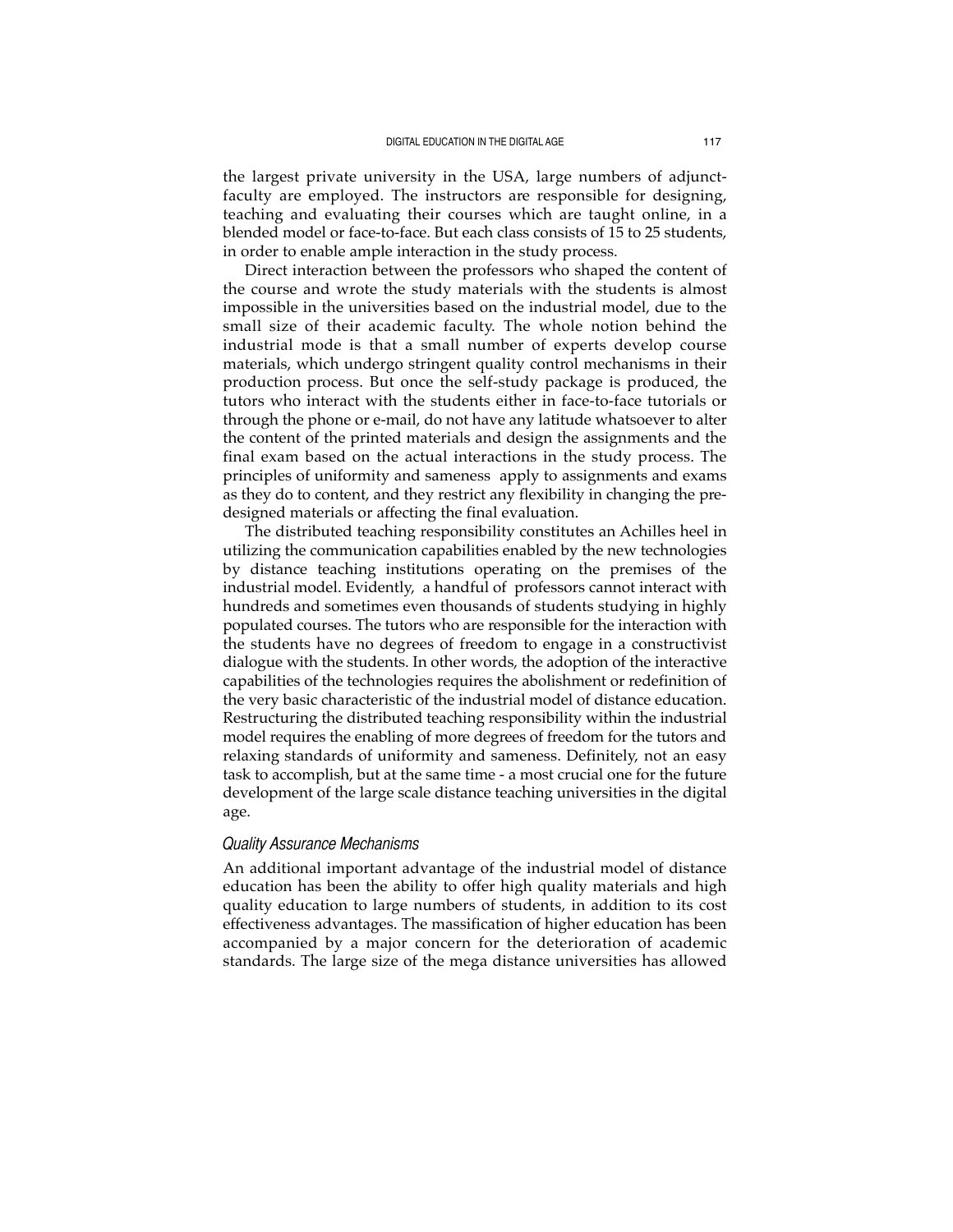the largest private university in the USA, large numbers of adjunct-faculty are employed. The instructors are responsible for designing, teaching and evaluating their courses which are taught online, in a blended model or face-to-face. But each class consists of 15 to 25 students, in order to enable ample interaction in the study process.

Direct interaction between the professors who shaped the content of the course and wrote the study materials with the students is almost impossible in the universities based on the industrial model, due to the small size of their academic faculty. The whole notion behind the industrial mode is that a small number of experts develop course materials, which undergo stringent quality control mechanisms in their production process. But once the self-study package is produced, the tutors who interact with the students either in face-to-face tutorials or through the phone or e-mail, do not have any latitude whatsoever to alter the content of the printed materials and design the assignments and the final exam based on the actual interactions in the study process. The principles of uniformity and sameness apply to assignments and exams as they do to content, and they restrict any flexibility in changing the pre-designed materials or affecting the final evaluation.

The distributed teaching responsibility constitutes an Achilles heel in utilizing the communication capabilities enabled by the new technologies by distance teaching institutions operating on the premises of the industrial model. Evidently, a handful of professors cannot interact with hundreds and sometimes even thousands of students studying in highly populated courses. The tutors who are responsible for the interaction with the students have no degrees of freedom to engage in a constructivist dialogue with the students. In other words, the adoption of the interactive capabilities of the technologies requires the abolishment or redefinition of the very basic characteristic of the industrial model of distance education. Restructuring the distributed teaching responsibility within the industrial model requires the enabling of more degrees of freedom for the tutors and relaxing standards of uniformity and sameness. Definitely, not an easy task to accomplish, but at the same time - a most crucial one for the future development of the large scale distance teaching universities in the digital age.

### *Quality Assurance Mechanisms*

An additional important advantage of the industrial model of distance education has been the ability to offer high quality materials and high quality education to large numbers of students, in addition to its cost effectiveness advantages. The massification of higher education has been accompanied by a major concern for the deterioration of academic standards. The large size of the mega distance universities has allowed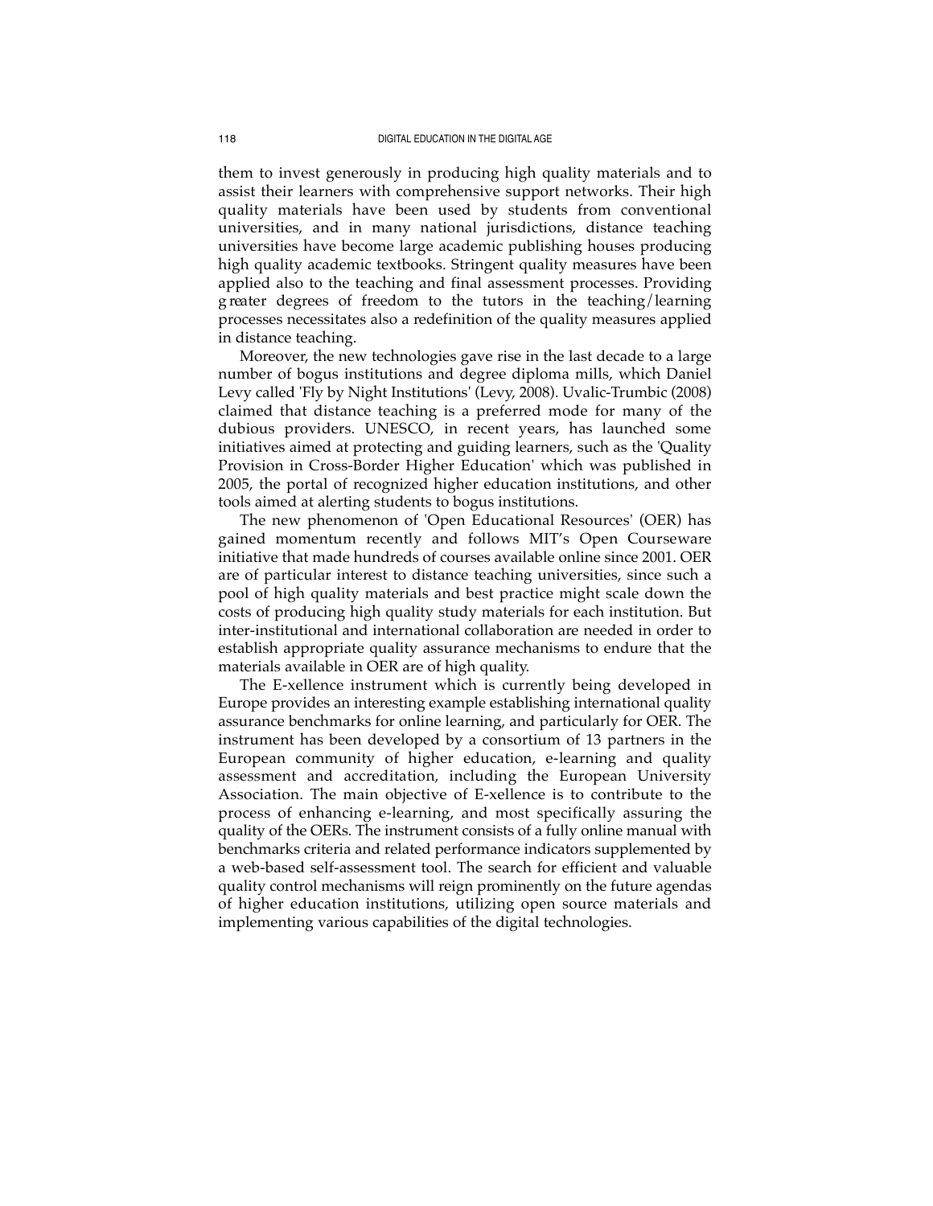them to invest generously in producing high quality materials and to assist their learners with comprehensive support networks. Their high quality materials have been used by students from conventional universities, and in many national jurisdictions, distance teaching universities have become large academic publishing houses producing high quality academic textbooks. Stringent quality measures have been applied also to the teaching and final assessment processes. Providing greater degrees of freedom to the tutors in the teaching/learning processes necessitates also a redefinition of the quality measures applied in distance teaching.

Moreover, the new technologies gave rise in the last decade to a large number of bogus institutions and degree diploma mills, which Daniel Levy called 'Fly by Night Institutions' (Levy, 2008). Uvalic-Trumbic (2008) claimed that distance teaching is a preferred mode for many of the dubious providers. UNESCO, in recent years, has launched some initiatives aimed at protecting and guiding learners, such as the 'Quality Provision in Cross-Border Higher Education' which was published in 2005, the portal of recognized higher education institutions, and other tools aimed at alerting students to bogus institutions.

The new phenomenon of 'Open Educational Resources' (OER) has gained momentum recently and follows MIT's Open Courseware initiative that made hundreds of courses available online since 2001. OER are of particular interest to distance teaching universities, since such a pool of high quality materials and best practice might scale down the costs of producing high quality study materials for each institution. But inter-institutional and international collaboration are needed in order to establish appropriate quality assurance mechanisms to endure that the materials available in OER are of high quality.

The E-xellence instrument which is currently being developed in Europe provides an interesting example establishing international quality assurance benchmarks for online learning, and particularly for OER. The instrument has been developed by a consortium of 13 partners in the European community of higher education, e-learning and quality assessment and accreditation, including the European University Association. The main objective of E-xellence is to contribute to the process of enhancing e-learning, and most specifically assuring the quality of the OERs. The instrument consists of a fully online manual with benchmarks criteria and related performance indicators supplemented by a web-based self-assessment tool. The search for efficient and valuable quality control mechanisms will reign prominently on the future agendas of higher education institutions, utilizing open source materials and implementing various capabilities of the digital technologies.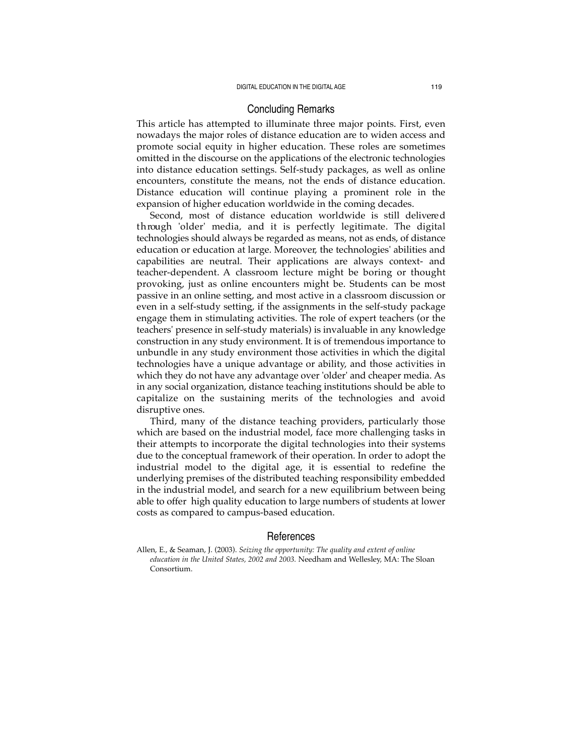## Concluding Remarks

This article has attempted to illuminate three major points. First, even nowadays the major roles of distance education are to widen access and promote social equity in higher education. These roles are sometimes omitted in the discourse on the applications of the electronic technologies into distance education settings. Self-study packages, as well as online encounters, constitute the means, not the ends of distance education. Distance education will continue playing a prominent role in the expansion of higher education worldwide in the coming decades.

Second, most of distance education worldwide is still delivered through 'older' media, and it is perfectly legitimate. The digital technologies should always be regarded as means, not as ends, of distance education or education at large. Moreover, the technologies' abilities and capabilities are neutral. Their applications are always context- and teacher-dependent. A classroom lecture might be boring or thought provoking, just as online encounters might be. Students can be most passive in an online setting, and most active in a classroom discussion or even in a self-study setting, if the assignments in the self-study package engage them in stimulating activities. The role of expert teachers (or the teachers' presence in self-study materials) is invaluable in any knowledge construction in any study environment. It is of tremendous importance to unbundle in any study environment those activities in which the digital technologies have a unique advantage or ability, and those activities in which they do not have any advantage over 'older' and cheaper media. As in any social organization, distance teaching institutions should be able to capitalize on the sustaining merits of the technologies and avoid disruptive ones.

Third, many of the distance teaching providers, particularly those which are based on the industrial model, face more challenging tasks in their attempts to incorporate the digital technologies into their systems due to the conceptual framework of their operation. In order to adopt the industrial model to the digital age, it is essential to redefine the underlying premises of the distributed teaching responsibility embedded in the industrial model, and search for a new equilibrium between being able to offer high quality education to large numbers of students at lower costs as compared to campus-based education.

## References

Allen, E., & Seaman, J. (2003). *Seizing the opportunity: The quality and extent of online education in the United States, 2002 and 2003.* Needham and Wellesley, MA: The Sloan Consortium.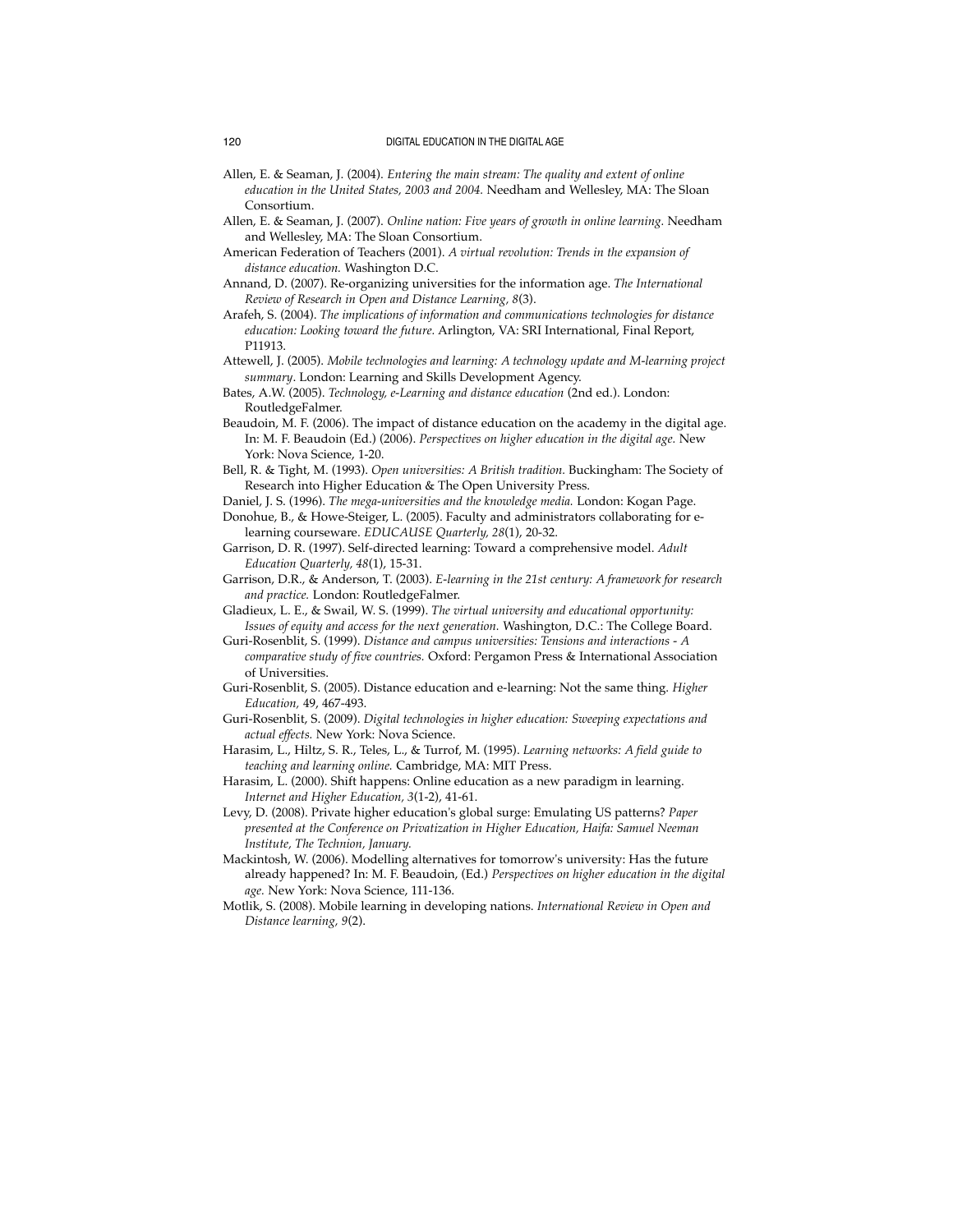Allen, E. & Seaman, J. (2004). *Entering the main stream: The quality and extent of online education in the United States, 2003 and 2004.* Needham and Wellesley, MA: The Sloan Consortium.

Allen, E. & Seaman, J. (2007). *Online nation: Five years of growth in online learning.* Needham and Wellesley, MA: The Sloan Consortium.

American Federation of Teachers (2001). *A virtual revolution: Trends in the expansion of distance education.* Washington D.C.

Annand, D. (2007). Re-organizing universities for the information age. *The International Review of Research in Open and Distance Learning, 8*(3).

Arafeh, S. (2004). *The implications of information and communications technologies for distance education: Looking toward the future.* Arlington, VA: SRI International, Final Report, P11913.

Attewell, J. (2005). *Mobile technologies and learning: A technology update and M-learning project summary*. London: Learning and Skills Development Agency.

Bates, A.W. (2005). *Technology, e-Learning and distance education* (2nd ed.). London: RoutledgeFalmer.

Beaudoin, M. F. (2006). The impact of distance education on the academy in the digital age. In: M. F. Beaudoin (Ed.) (2006). *Perspectives on higher education in the digital age.* New York: Nova Science, 1-20.

Bell, R. & Tight, M. (1993). *Open universities: A British tradition.* Buckingham: The Society of Research into Higher Education & The Open University Press.

Daniel, J. S. (1996). *The mega-universities and the knowledge media.* London: Kogan Page.

Donohue, B., & Howe-Steiger, L. (2005). Faculty and administrators collaborating for e-learning courseware. *EDUCAUSE Quarterly, 28*(1), 20-32.

Garrison, D. R. (1997). Self-directed learning: Toward a comprehensive model. *Adult Education Quarterly, 48*(1), 15-31.

Garrison, D.R., & Anderson, T. (2003). *E-learning in the 21st century: A framework for research and practice.* London: RoutledgeFalmer.

Gladieux, L. E., & Swail, W. S. (1999). *The virtual university and educational opportunity: Issues of equity and access for the next generation.* Washington, D.C.: The College Board.

Guri-Rosenblit, S. (1999). *Distance and campus universities: Tensions and interactions - A comparative study of five countries.* Oxford: Pergamon Press & International Association of Universities.

Guri-Rosenblit, S. (2005). Distance education and e-learning: Not the same thing. *Higher Education,* 49, 467-493.

Guri-Rosenblit, S. (2009). *Digital technologies in higher education: Sweeping expectations and actual effects.* New York: Nova Science.

Harasim, L., Hiltz, S. R., Teles, L., & Turrof, M. (1995). *Learning networks: A field guide to teaching and learning online.* Cambridge, MA: MIT Press.

Harasim, L. (2000). Shift happens: Online education as a new paradigm in learning. *Internet and Higher Education, 3*(1-2), 41-61.

Levy, D. (2008). Private higher education's global surge: Emulating US patterns? *Paper presented at the Conference on Privatization in Higher Education, Haifa: Samuel Neeman Institute, The Technion, January.*

Mackintosh, W. (2006). Modelling alternatives for tomorrow's university: Has the future already happened? In: M. F. Beaudoin, (Ed.) *Perspectives on higher education in the digital age.* New York: Nova Science, 111-136.

Motlik, S. (2008). Mobile learning in developing nations. *International Review in Open and Distance learning, 9*(2).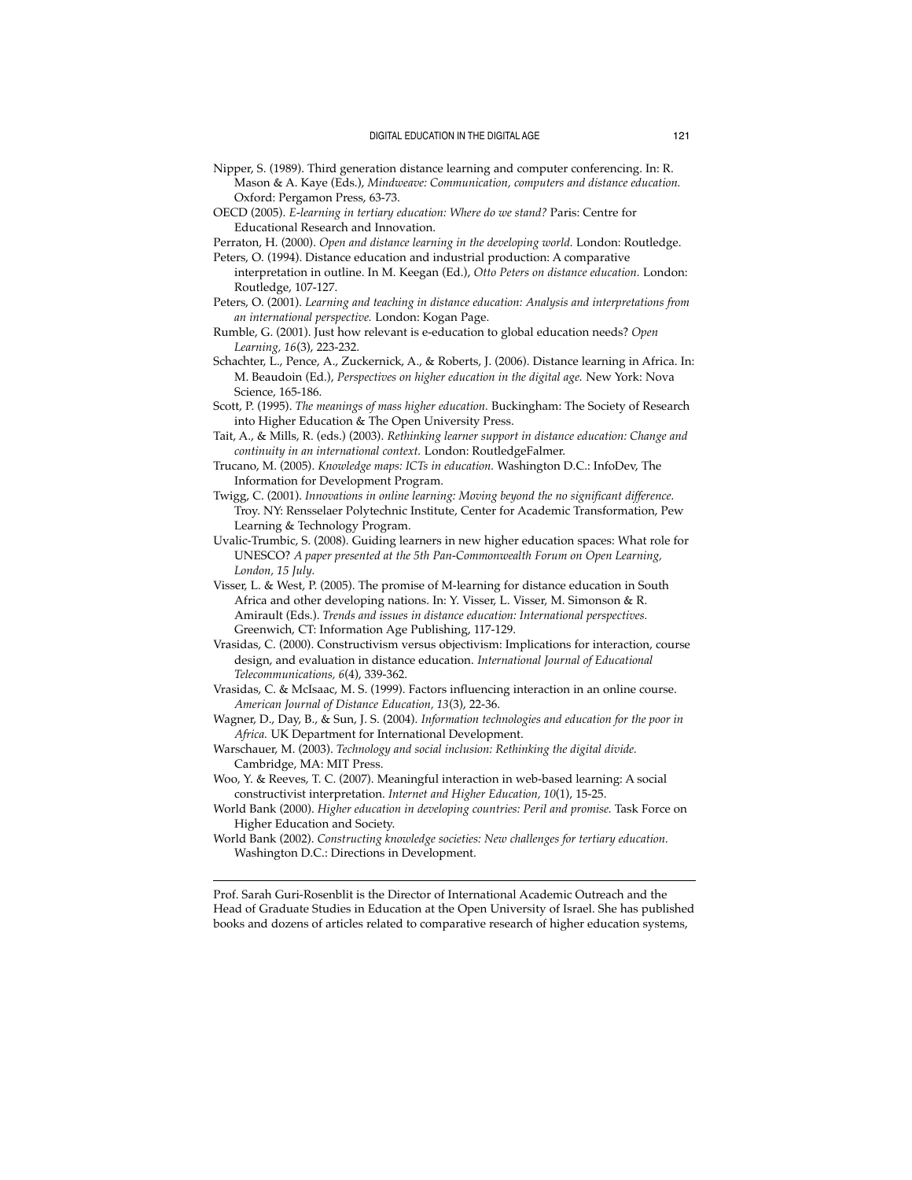Nipper, S. (1989). Third generation distance learning and computer conferencing. In: R. Mason & A. Kaye (Eds.), *Mindweave: Communication, computers and distance education.* Oxford: Pergamon Press, 63-73.

OECD (2005). *E-learning in tertiary education: Where do we stand?* Paris: Centre for Educational Research and Innovation.

Perraton, H. (2000). *Open and distance learning in the developing world.* London: Routledge.

Peters, O. (1994). Distance education and industrial production: A comparative interpretation in outline. In M. Keegan (Ed.), *Otto Peters on distance education.* London: Routledge, 107-127.

Peters, O. (2001). *Learning and teaching in distance education: Analysis and interpretations from an international perspective.* London: Kogan Page.

Rumble, G. (2001). Just how relevant is e-education to global education needs? *Open Learning, 16*(3), 223-232.

Schachter, L., Pence, A., Zuckernick, A., & Roberts, J. (2006). Distance learning in Africa. In: M. Beaudoin (Ed.), *Perspectives on higher education in the digital age.* New York: Nova Science, 165-186.

Scott, P. (1995). *The meanings of mass higher education.* Buckingham: The Society of Research into Higher Education & The Open University Press.

Tait, A., & Mills, R. (eds.) (2003). *Rethinking learner support in distance education: Change and continuity in an international context.* London: RoutledgeFalmer.

Trucano, M. (2005). *Knowledge maps: ICTs in education.* Washington D.C.: InfoDev, The Information for Development Program.

Twigg, C. (2001). *Innovations in online learning: Moving beyond the no significant difference.* Troy. NY: Rensselaer Polytechnic Institute, Center for Academic Transformation, Pew Learning & Technology Program.

Uvalic-Trumbic, S. (2008). Guiding learners in new higher education spaces: What role for UNESCO? *A paper presented at the 5th Pan-Commonwealth Forum on Open Learning, London, 15 July.*

Visser, L. & West, P. (2005). The promise of M-learning for distance education in South Africa and other developing nations. In: Y. Visser, L. Visser, M. Simonson & R. Amirault (Eds.). *Trends and issues in distance education: International perspectives.* Greenwich, CT: Information Age Publishing, 117-129.

Vrasidas, C. (2000). Constructivism versus objectivism: Implications for interaction, course design, and evaluation in distance education. *International Journal of Educational Telecommunications, 6*(4), 339-362.

Vrasidas, C. & McIsaac, M. S. (1999). Factors influencing interaction in an online course. *American Journal of Distance Education, 13*(3), 22-36.

Wagner, D., Day, B., & Sun, J. S. (2004). *Information technologies and education for the poor in Africa.* UK Department for International Development.

Warschauer, M. (2003). *Technology and social inclusion: Rethinking the digital divide.* Cambridge, MA: MIT Press.

Woo, Y. & Reeves, T. C. (2007). Meaningful interaction in web-based learning: A social constructivist interpretation. *Internet and Higher Education, 10*(1), 15-25.

World Bank (2000). *Higher education in developing countries: Peril and promise.* Task Force on Higher Education and Society.

World Bank (2002). *Constructing knowledge societies: New challenges for tertiary education.* Washington D.C.: Directions in Development.

---

Prof. Sarah Guri-Rosenblit is the Director of International Academic Outreach and the Head of Graduate Studies in Education at the Open University of Israel. She has published books and dozens of articles related to comparative research of higher education systems,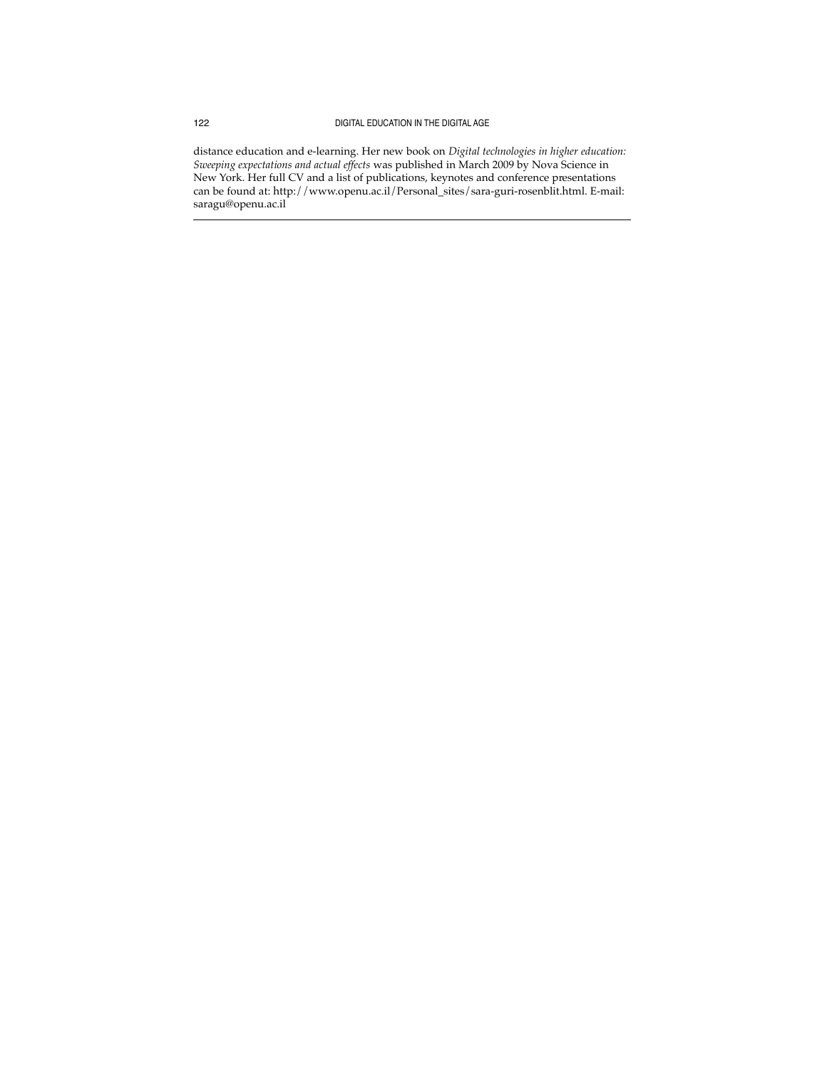distance education and e-learning. Her new book on *Digital technologies in higher education: Sweeping expectations and actual effects* was published in March 2009 by Nova Science in New York. Her full CV and a list of publications, keynotes and conference presentations can be found at: http://www.openu.ac.il/Personal_sites/sara-guri-rosenblit.html. E-mail: saragu@openu.ac.il